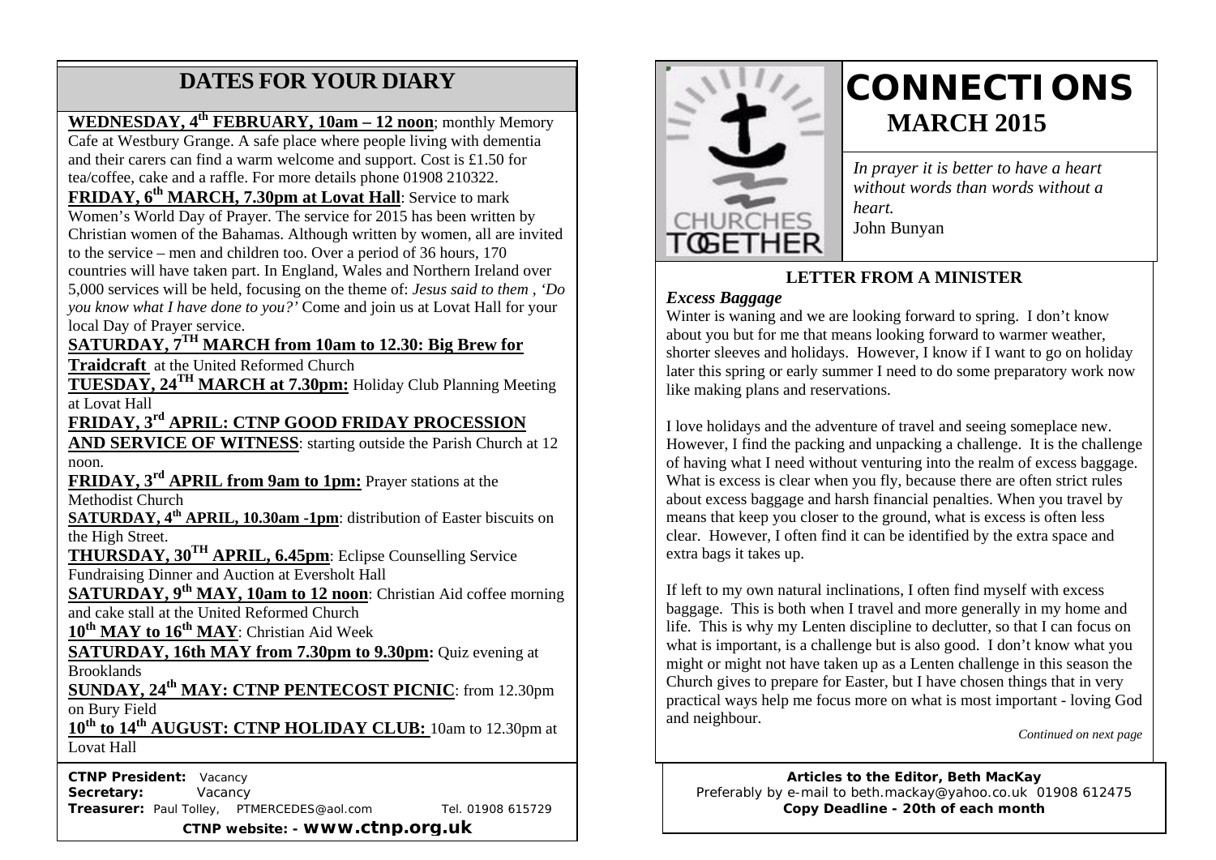## DATES FOR YOUR DIARY

**WEDNESDAY, 4th FEBRUARY, 10am – 12 noon**; monthly Memory Cafe at Westbury Grange. A safe place where people living with dementia and their carers can find a warm welcome and support. Cost is £1.50 for tea/coffee, cake and a raffle. For more details phone 01908 210322.

**FRIDAY, 6th MARCH, 7.30pm at Lovat Hall**: Service to mark Women's World Day of Prayer. The service for 2015 has been written by Christian women of the Bahamas. Although written by women, all are invited to the service – men and children too. Over a period of 36 hours, 170 countries will have taken part. In England, Wales and Northern Ireland over 5,000 services will be held, focusing on the theme of: *Jesus said to them , 'Do you know what I have done to you?'* Come and join us at Lovat Hall for your local Day of Prayer service.

**SATURDAY, 7TH MARCH from 10am to 12.30: Big Brew for Traidcraft** at the United Reformed Church

**TUESDAY, 24TH MARCH at 7.30pm:** Holiday Club Planning Meeting at Lovat Hall

**FRIDAY, 3rd APRIL: CTNP GOOD FRIDAY PROCESSION AND SERVICE OF WITNESS**: starting outside the Parish Church at 12 noon.

**FRIDAY, 3rd APRIL from 9am to 1pm:** Prayer stations at the Methodist Church

**SATURDAY, 4th APRIL, 10.30am -1pm**: distribution of Easter biscuits on the High Street.

**THURSDAY, 30TH APRIL, 6.45pm**: Eclipse Counselling Service Fundraising Dinner and Auction at Eversholt Hall

**SATURDAY, 9th MAY, 10am to 12 noon**: Christian Aid coffee morning and cake stall at the United Reformed Church

**10th MAY to 16th MAY**: Christian Aid Week

**SATURDAY, 16th MAY from 7.30pm to 9.30pm:** Quiz evening at Brooklands

**SUNDAY, 24th MAY: CTNP PENTECOST PICNIC**: from 12.30pm on Bury Field

**10th to 14th AUGUST: CTNP HOLIDAY CLUB:** 10am to 12.30pm at Lovat Hall

**CTNP President:** Vacancy
**Secretary:** Vacancy
**Treasurer:** Paul Tolley, PTMERCEDES@aol.com Tel. 01908 615729

**CTNP website: - www.ctnp.org.uk**

# CONNECTIONS
## MARCH 2015

CHURCHES TOGETHER

*In prayer it is better to have a heart without words than words without a heart.*
John Bunyan

### LETTER FROM A MINISTER

***Excess Baggage***

Winter is waning and we are looking forward to spring. I don't know about you but for me that means looking forward to warmer weather, shorter sleeves and holidays. However, I know if I want to go on holiday later this spring or early summer I need to do some preparatory work now like making plans and reservations.

I love holidays and the adventure of travel and seeing someplace new. However, I find the packing and unpacking a challenge. It is the challenge of having what I need without venturing into the realm of excess baggage. What is excess is clear when you fly, because there are often strict rules about excess baggage and harsh financial penalties. When you travel by means that keep you closer to the ground, what is excess is often less clear. However, I often find it can be identified by the extra space and extra bags it takes up.

If left to my own natural inclinations, I often find myself with excess baggage. This is both when I travel and more generally in my home and life. This is why my Lenten discipline to declutter, so that I can focus on what is important, is a challenge but is also good. I don't know what you might or might not have taken up as a Lenten challenge in this season the Church gives to prepare for Easter, but I have chosen things that in very practical ways help me focus more on what is most important - loving God and neighbour.

*Continued on next page*

**Articles to the Editor, Beth MacKay**
Preferably by e-mail to beth.mackay@yahoo.co.uk 01908 612475
**Copy Deadline - 20th of each month**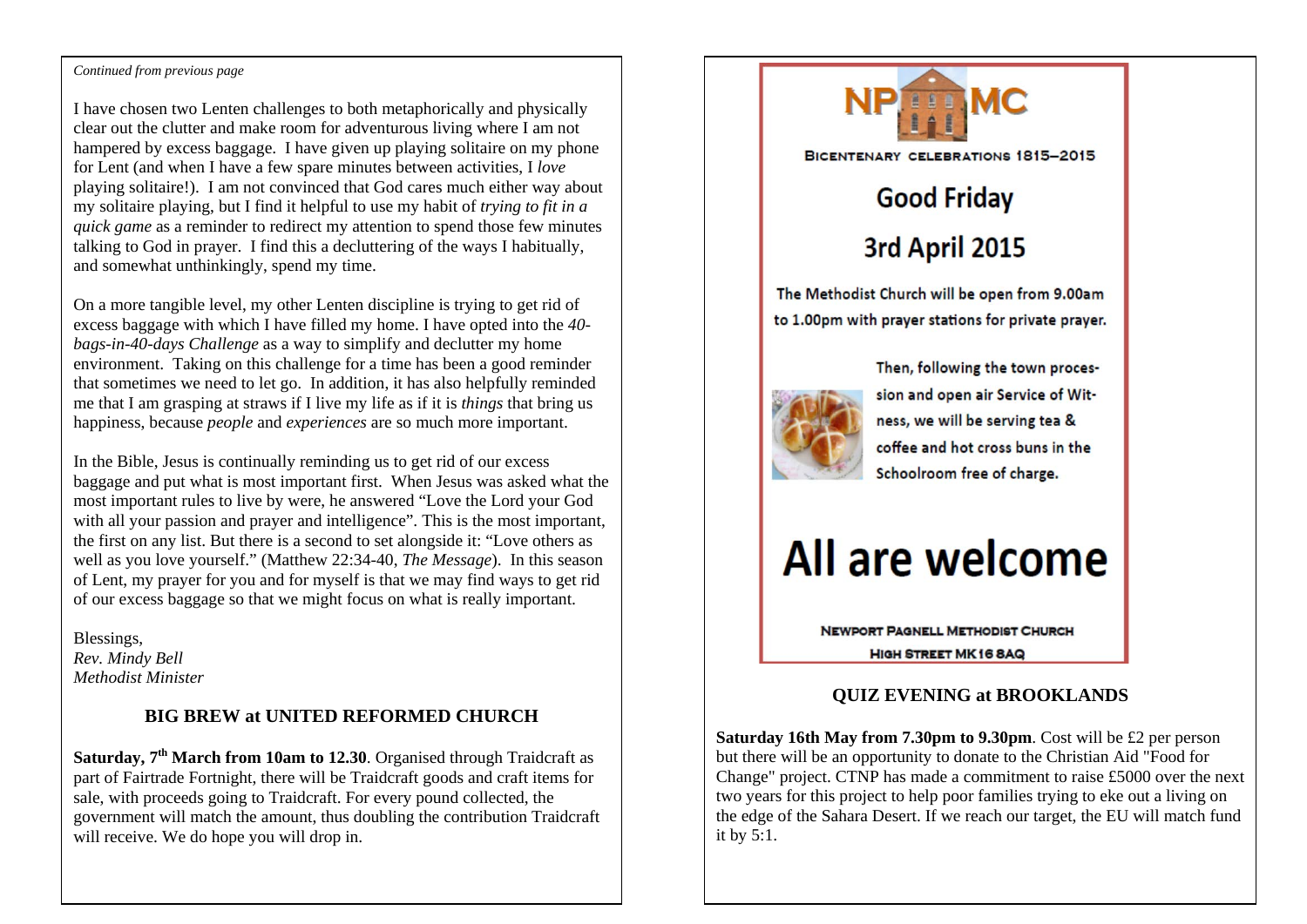*Continued from previous page*

I have chosen two Lenten challenges to both metaphorically and physically clear out the clutter and make room for adventurous living where I am not hampered by excess baggage. I have given up playing solitaire on my phone for Lent (and when I have a few spare minutes between activities, I *love* playing solitaire!). I am not convinced that God cares much either way about my solitaire playing, but I find it helpful to use my habit of *trying to fit in a quick game* as a reminder to redirect my attention to spend those few minutes talking to God in prayer. I find this a decluttering of the ways I habitually, and somewhat unthinkingly, spend my time.

On a more tangible level, my other Lenten discipline is trying to get rid of excess baggage with which I have filled my home. I have opted into the *40-bags-in-40-days Challenge* as a way to simplify and declutter my home environment. Taking on this challenge for a time has been a good reminder that sometimes we need to let go. In addition, it has also helpfully reminded me that I am grasping at straws if I live my life as if it is *things* that bring us happiness, because *people* and *experiences* are so much more important.

In the Bible, Jesus is continually reminding us to get rid of our excess baggage and put what is most important first. When Jesus was asked what the most important rules to live by were, he answered "Love the Lord your God with all your passion and prayer and intelligence". This is the most important, the first on any list. But there is a second to set alongside it: "Love others as well as you love yourself." (Matthew 22:34-40, *The Message*). In this season of Lent, my prayer for you and for myself is that we may find ways to get rid of our excess baggage so that we might focus on what is really important.

Blessings,
*Rev. Mindy Bell*
*Methodist Minister*

### BIG BREW at UNITED REFORMED CHURCH

**Saturday, 7th March from 10am to 12.30**. Organised through Traidcraft as part of Fairtrade Fortnight, there will be Traidcraft goods and craft items for sale, with proceeds going to Traidcraft. For every pound collected, the government will match the amount, thus doubling the contribution Traidcraft will receive. We do hope you will drop in.

NPMC

BICENTENARY CELEBRATIONS 1815–2015

## Good Friday

## 3rd April 2015

The Methodist Church will be open from 9.00am to 1.00pm with prayer stations for private prayer.

Then, following the town procession and open air Service of Witness, we will be serving tea & coffee and hot cross buns in the Schoolroom free of charge.

# All are welcome

NEWPORT PAGNELL METHODIST CHURCH
HIGH STREET MK16 8AQ

### QUIZ EVENING at BROOKLANDS

**Saturday 16th May from 7.30pm to 9.30pm**. Cost will be £2 per person but there will be an opportunity to donate to the Christian Aid "Food for Change" project. CTNP has made a commitment to raise £5000 over the next two years for this project to help poor families trying to eke out a living on the edge of the Sahara Desert. If we reach our target, the EU will match fund it by 5:1.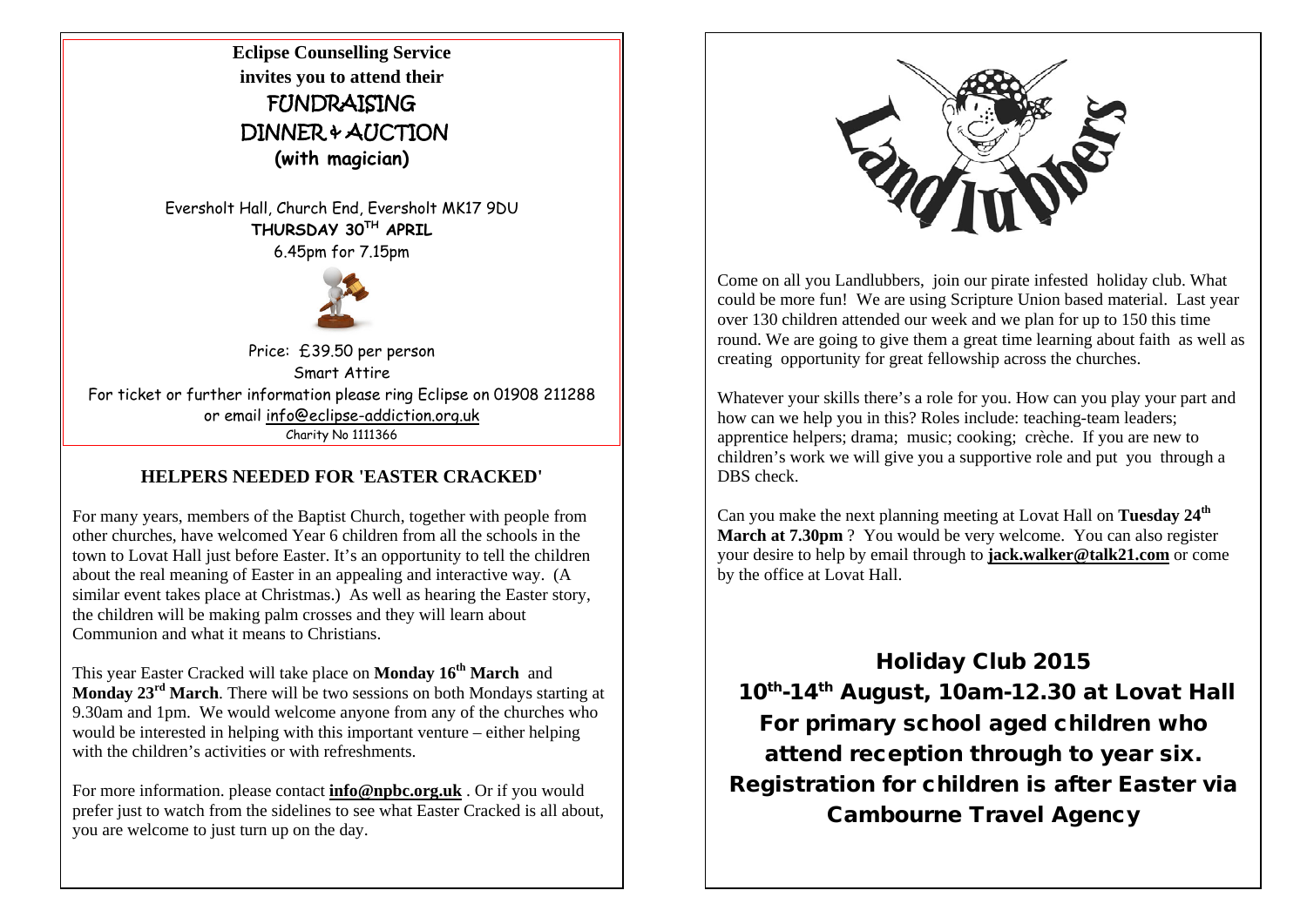**Eclipse Counselling Service**
**invites you to attend their**

## FUNDRAISING DINNER & AUCTION

**(with magician)**

Eversholt Hall, Church End, Eversholt MK17 9DU
**THURSDAY 30TH APRIL**
6.45pm for 7.15pm

Price: £39.50 per person
Smart Attire
For ticket or further information please ring Eclipse on 01908 211288
or email info@eclipse-addiction.org.uk
Charity No 1111366

## HELPERS NEEDED FOR 'EASTER CRACKED'

For many years, members of the Baptist Church, together with people from other churches, have welcomed Year 6 children from all the schools in the town to Lovat Hall just before Easter. It's an opportunity to tell the children about the real meaning of Easter in an appealing and interactive way. (A similar event takes place at Christmas.) As well as hearing the Easter story, the children will be making palm crosses and they will learn about Communion and what it means to Christians.

This year Easter Cracked will take place on **Monday 16th March** and **Monday 23rd March**. There will be two sessions on both Mondays starting at 9.30am and 1pm. We would welcome anyone from any of the churches who would be interested in helping with this important venture – either helping with the children's activities or with refreshments.

For more information. please contact **info@npbc.org.uk** . Or if you would prefer just to watch from the sidelines to see what Easter Cracked is all about, you are welcome to just turn up on the day.

## Landlubbers

Come on all you Landlubbers, join our pirate infested holiday club. What could be more fun! We are using Scripture Union based material. Last year over 130 children attended our week and we plan for up to 150 this time round. We are going to give them a great time learning about faith as well as creating opportunity for great fellowship across the churches.

Whatever your skills there's a role for you. How can you play your part and how can we help you in this? Roles include: teaching-team leaders; apprentice helpers; drama; music; cooking; crèche. If you are new to children's work we will give you a supportive role and put you through a DBS check.

Can you make the next planning meeting at Lovat Hall on **Tuesday 24th March at 7.30pm** ? You would be very welcome. You can also register your desire to help by email through to **jack.walker@talk21.com** or come by the office at Lovat Hall.

**Holiday Club 2015**
**10th-14th August, 10am-12.30 at Lovat Hall**
**For primary school aged children who attend reception through to year six.**
**Registration for children is after Easter via Cambourne Travel Agency**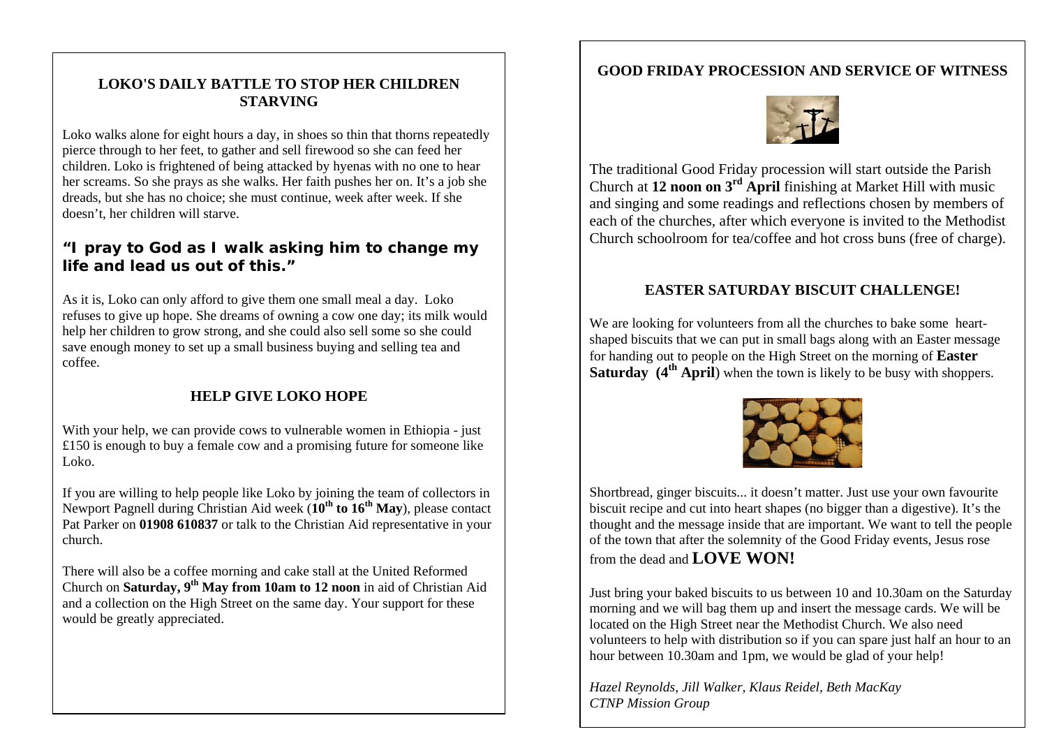## LOKO'S DAILY BATTLE TO STOP HER CHILDREN STARVING

Loko walks alone for eight hours a day, in shoes so thin that thorns repeatedly pierce through to her feet, to gather and sell firewood so she can feed her children. Loko is frightened of being attacked by hyenas with no one to hear her screams. So she prays as she walks. Her faith pushes her on. It's a job she dreads, but she has no choice; she must continue, week after week. If she doesn't, her children will starve.

### **"I pray to God as I walk asking him to change my life and lead us out of this."**

As it is, Loko can only afford to give them one small meal a day. Loko refuses to give up hope. She dreams of owning a cow one day; its milk would help her children to grow strong, and she could also sell some so she could save enough money to set up a small business buying and selling tea and coffee.

### HELP GIVE LOKO HOPE

With your help, we can provide cows to vulnerable women in Ethiopia - just £150 is enough to buy a female cow and a promising future for someone like Loko.

If you are willing to help people like Loko by joining the team of collectors in Newport Pagnell during Christian Aid week (**10th to 16th May**), please contact Pat Parker on **01908 610837** or talk to the Christian Aid representative in your church.

There will also be a coffee morning and cake stall at the United Reformed Church on **Saturday, 9th May from 10am to 12 noon** in aid of Christian Aid and a collection on the High Street on the same day. Your support for these would be greatly appreciated.

## GOOD FRIDAY PROCESSION AND SERVICE OF WITNESS

The traditional Good Friday procession will start outside the Parish Church at **12 noon on 3rd April** finishing at Market Hill with music and singing and some readings and reflections chosen by members of each of the churches, after which everyone is invited to the Methodist Church schoolroom for tea/coffee and hot cross buns (free of charge).

## EASTER SATURDAY BISCUIT CHALLENGE!

We are looking for volunteers from all the churches to bake some heart-shaped biscuits that we can put in small bags along with an Easter message for handing out to people on the High Street on the morning of **Easter Saturday (4th April**) when the town is likely to be busy with shoppers.

Shortbread, ginger biscuits... it doesn't matter. Just use your own favourite biscuit recipe and cut into heart shapes (no bigger than a digestive). It's the thought and the message inside that are important. We want to tell the people of the town that after the solemnity of the Good Friday events, Jesus rose from the dead and **LOVE WON!**

Just bring your baked biscuits to us between 10 and 10.30am on the Saturday morning and we will bag them up and insert the message cards. We will be located on the High Street near the Methodist Church. We also need volunteers to help with distribution so if you can spare just half an hour to an hour between 10.30am and 1pm, we would be glad of your help!

*Hazel Reynolds, Jill Walker, Klaus Reidel, Beth MacKay*
*CTNP Mission Group*